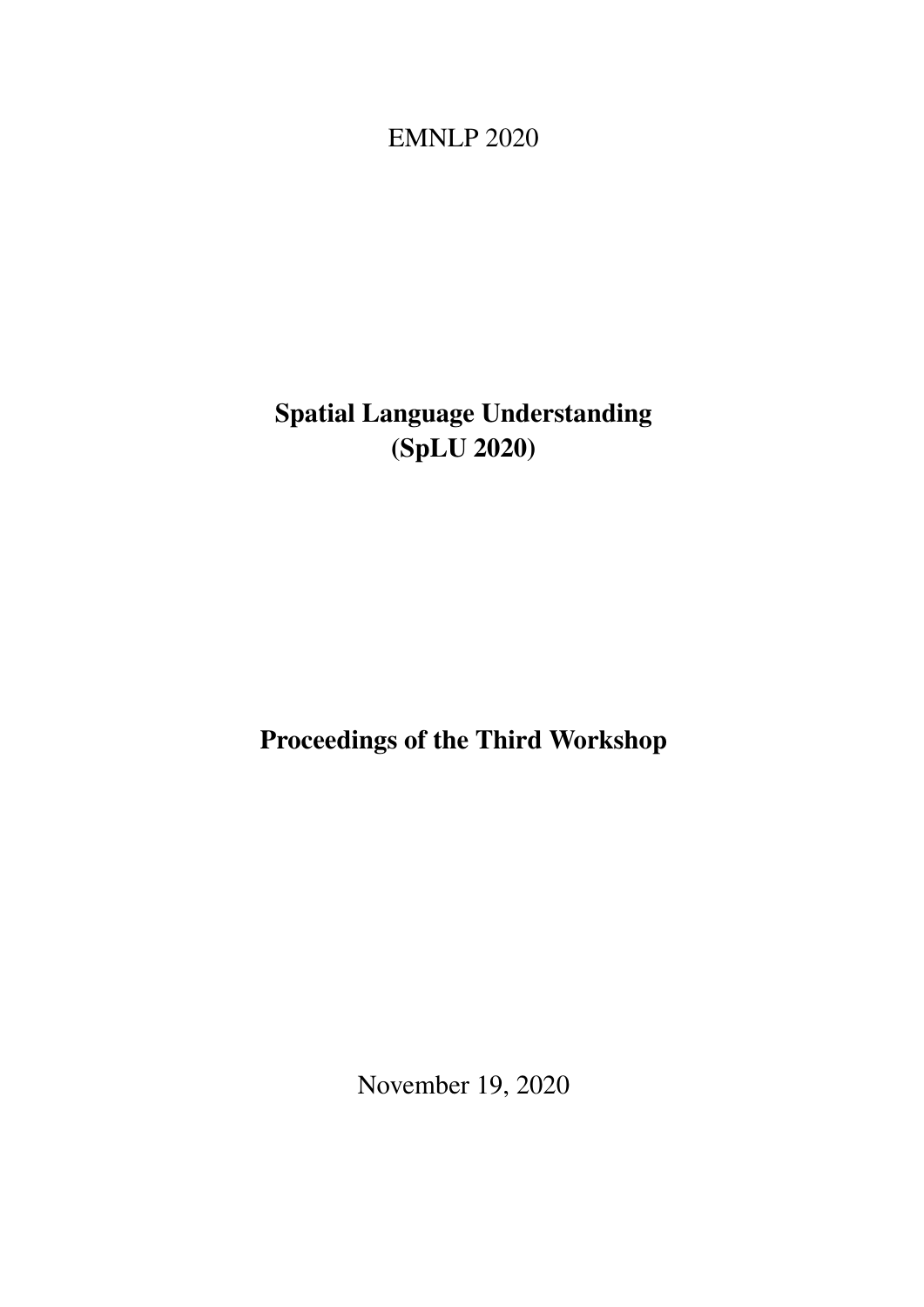EMNLP 2020

# Spatial Language Understanding (SpLU 2020)

## Proceedings of the Third Workshop

November 19, 2020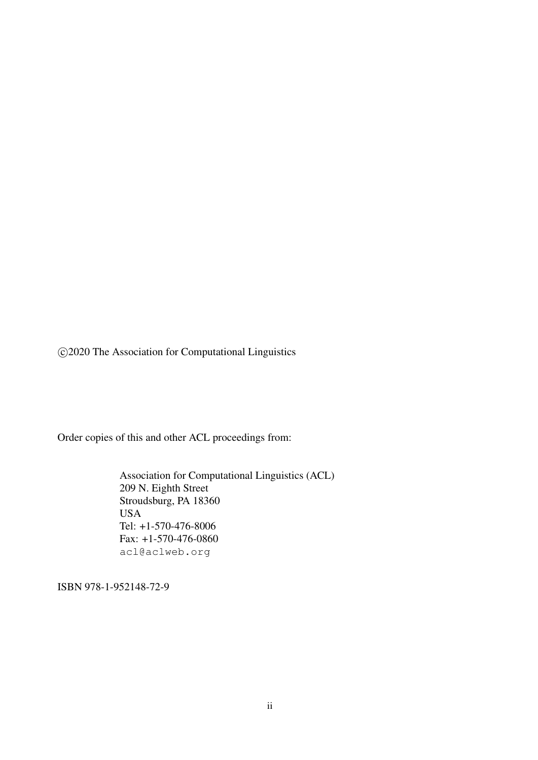©2020 The Association for Computational Linguistics

Order copies of this and other ACL proceedings from:

Association for Computational Linguistics (ACL)
209 N. Eighth Street
Stroudsburg, PA 18360
USA
Tel: +1-570-476-8006
Fax: +1-570-476-0860
acl@aclweb.org

ISBN 978-1-952148-72-9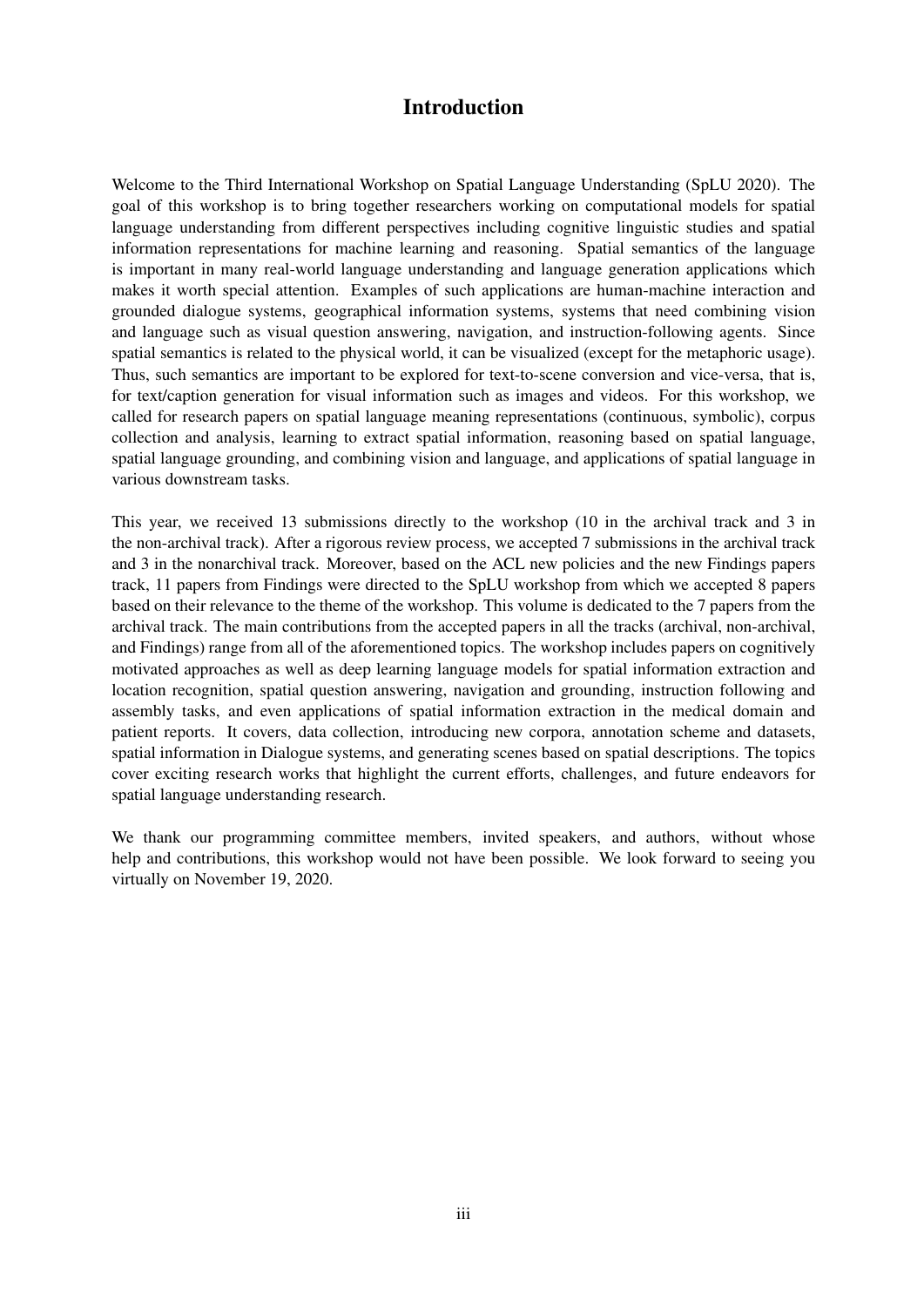# Introduction

Welcome to the Third International Workshop on Spatial Language Understanding (SpLU 2020). The goal of this workshop is to bring together researchers working on computational models for spatial language understanding from different perspectives including cognitive linguistic studies and spatial information representations for machine learning and reasoning. Spatial semantics of the language is important in many real-world language understanding and language generation applications which makes it worth special attention. Examples of such applications are human-machine interaction and grounded dialogue systems, geographical information systems, systems that need combining vision and language such as visual question answering, navigation, and instruction-following agents. Since spatial semantics is related to the physical world, it can be visualized (except for the metaphoric usage). Thus, such semantics are important to be explored for text-to-scene conversion and vice-versa, that is, for text/caption generation for visual information such as images and videos. For this workshop, we called for research papers on spatial language meaning representations (continuous, symbolic), corpus collection and analysis, learning to extract spatial information, reasoning based on spatial language, spatial language grounding, and combining vision and language, and applications of spatial language in various downstream tasks.

This year, we received 13 submissions directly to the workshop (10 in the archival track and 3 in the non-archival track). After a rigorous review process, we accepted 7 submissions in the archival track and 3 in the nonarchival track. Moreover, based on the ACL new policies and the new Findings papers track, 11 papers from Findings were directed to the SpLU workshop from which we accepted 8 papers based on their relevance to the theme of the workshop. This volume is dedicated to the 7 papers from the archival track. The main contributions from the accepted papers in all the tracks (archival, non-archival, and Findings) range from all of the aforementioned topics. The workshop includes papers on cognitively motivated approaches as well as deep learning language models for spatial information extraction and location recognition, spatial question answering, navigation and grounding, instruction following and assembly tasks, and even applications of spatial information extraction in the medical domain and patient reports. It covers, data collection, introducing new corpora, annotation scheme and datasets, spatial information in Dialogue systems, and generating scenes based on spatial descriptions. The topics cover exciting research works that highlight the current efforts, challenges, and future endeavors for spatial language understanding research.

We thank our programming committee members, invited speakers, and authors, without whose help and contributions, this workshop would not have been possible. We look forward to seeing you virtually on November 19, 2020.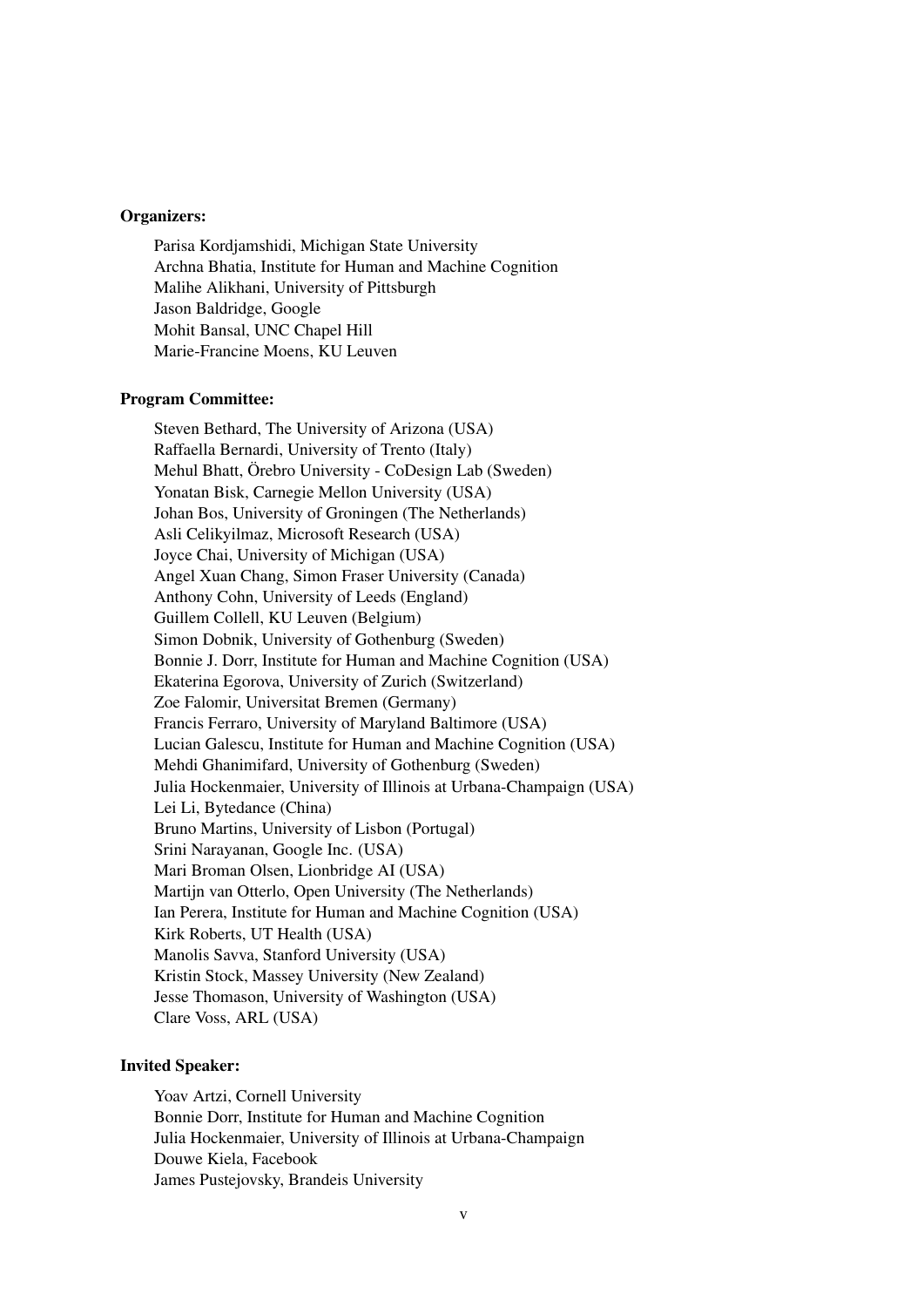**Organizers:**

Parisa Kordjamshidi, Michigan State University
Archna Bhatia, Institute for Human and Machine Cognition
Malihe Alikhani, University of Pittsburgh
Jason Baldridge, Google
Mohit Bansal, UNC Chapel Hill
Marie-Francine Moens, KU Leuven

**Program Committee:**

Steven Bethard, The University of Arizona (USA)
Raffaella Bernardi, University of Trento (Italy)
Mehul Bhatt, Örebro University - CoDesign Lab (Sweden)
Yonatan Bisk, Carnegie Mellon University (USA)
Johan Bos, University of Groningen (The Netherlands)
Asli Celikyilmaz, Microsoft Research (USA)
Joyce Chai, University of Michigan (USA)
Angel Xuan Chang, Simon Fraser University (Canada)
Anthony Cohn, University of Leeds (England)
Guillem Collell, KU Leuven (Belgium)
Simon Dobnik, University of Gothenburg (Sweden)
Bonnie J. Dorr, Institute for Human and Machine Cognition (USA)
Ekaterina Egorova, University of Zurich (Switzerland)
Zoe Falomir, Universitat Bremen (Germany)
Francis Ferraro, University of Maryland Baltimore (USA)
Lucian Galescu, Institute for Human and Machine Cognition (USA)
Mehdi Ghanimifard, University of Gothenburg (Sweden)
Julia Hockenmaier, University of Illinois at Urbana-Champaign (USA)
Lei Li, Bytedance (China)
Bruno Martins, University of Lisbon (Portugal)
Srini Narayanan, Google Inc. (USA)
Mari Broman Olsen, Lionbridge AI (USA)
Martijn van Otterlo, Open University (The Netherlands)
Ian Perera, Institute for Human and Machine Cognition (USA)
Kirk Roberts, UT Health (USA)
Manolis Savva, Stanford University (USA)
Kristin Stock, Massey University (New Zealand)
Jesse Thomason, University of Washington (USA)
Clare Voss, ARL (USA)

**Invited Speaker:**

Yoav Artzi, Cornell University
Bonnie Dorr, Institute for Human and Machine Cognition
Julia Hockenmaier, University of Illinois at Urbana-Champaign
Douwe Kiela, Facebook
James Pustejovsky, Brandeis University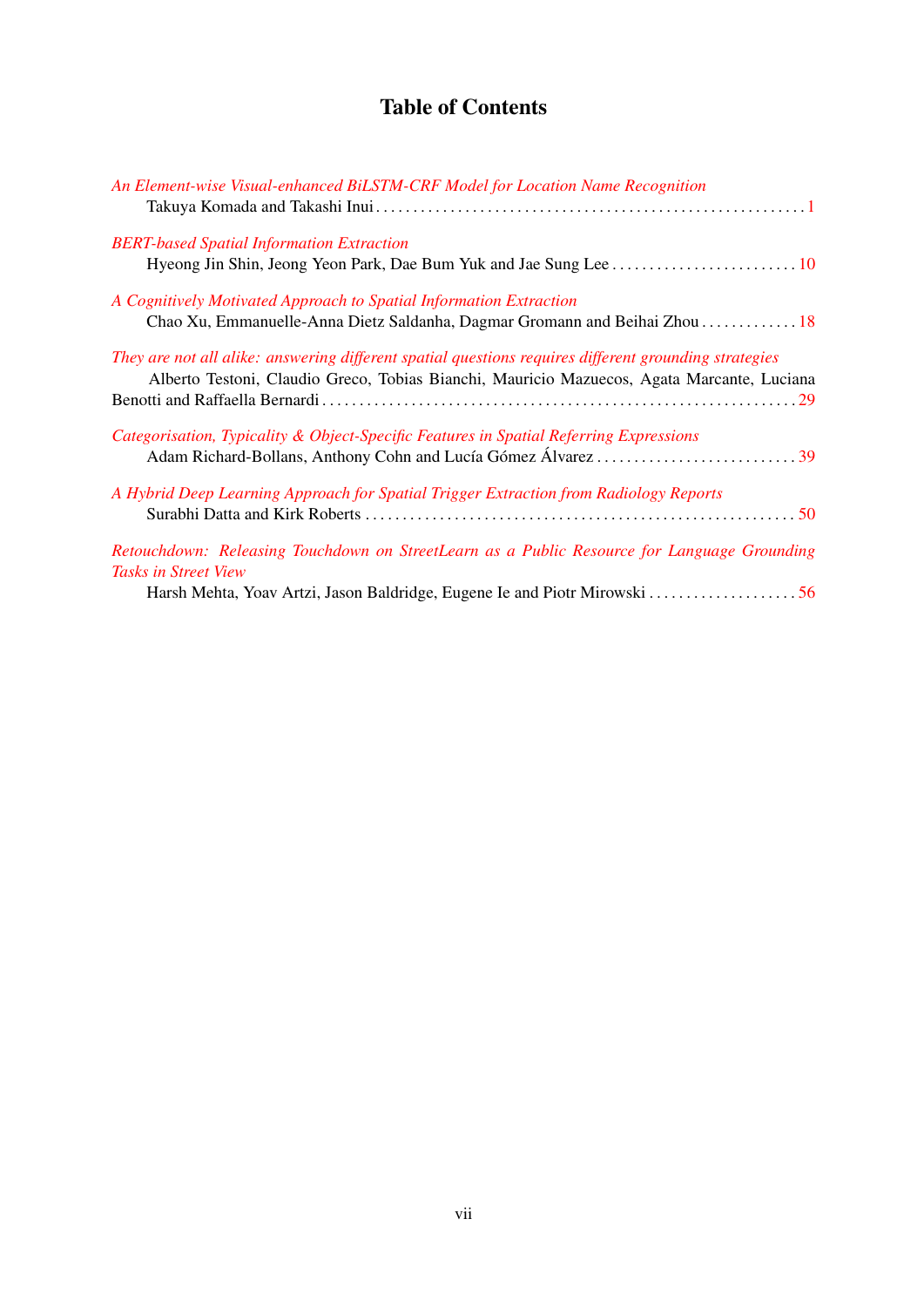# Table of Contents

*An Element-wise Visual-enhanced BiLSTM-CRF Model for Location Name Recognition*
Takuya Komada and Takashi Inui . . . . . . . . . . . . . . . . . . . . . . . . . . . . . . . . . . . . . . . . . . . . . . . . . . . . . . . 1

*BERT-based Spatial Information Extraction*
Hyeong Jin Shin, Jeong Yeon Park, Dae Bum Yuk and Jae Sung Lee . . . . . . . . . . . . . . . . . . . . . . . . . 10

*A Cognitively Motivated Approach to Spatial Information Extraction*
Chao Xu, Emmanuelle-Anna Dietz Saldanha, Dagmar Gromann and Beihai Zhou . . . . . . . . . . . . . 18

*They are not all alike: answering different spatial questions requires different grounding strategies*
Alberto Testoni, Claudio Greco, Tobias Bianchi, Mauricio Mazuecos, Agata Marcante, Luciana Benotti and Raffaella Bernardi . . . . . . . . . . . . . . . . . . . . . . . . . . . . . . . . . . . . . . . . . . . . . . . . . . . . . . . . . . . . 29

*Categorisation, Typicality & Object-Specific Features in Spatial Referring Expressions*
Adam Richard-Bollans, Anthony Cohn and Lucía Gómez Álvarez . . . . . . . . . . . . . . . . . . . . . . . . . . . 39

*A Hybrid Deep Learning Approach for Spatial Trigger Extraction from Radiology Reports*
Surabhi Datta and Kirk Roberts . . . . . . . . . . . . . . . . . . . . . . . . . . . . . . . . . . . . . . . . . . . . . . . . . . . . . . . . . 50

*Retouchdown: Releasing Touchdown on StreetLearn as a Public Resource for Language Grounding Tasks in Street View*
Harsh Mehta, Yoav Artzi, Jason Baldridge, Eugene Ie and Piotr Mirowski . . . . . . . . . . . . . . . . . . . . 56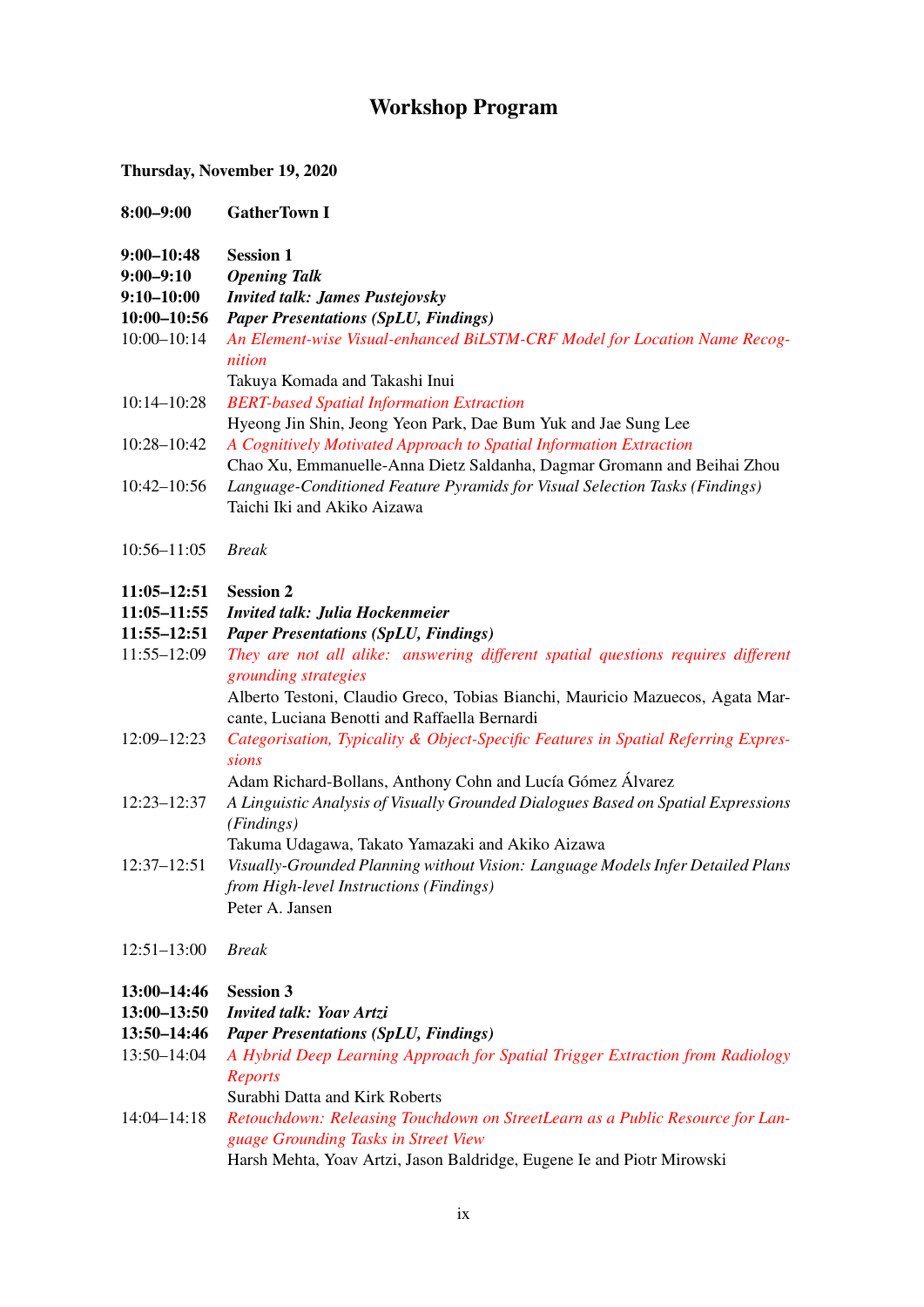# Workshop Program

**Thursday, November 19, 2020**

**8:00–9:00** **GatherTown I**

**9:00–10:48** **Session 1**
**9:00–9:10** ***Opening Talk***
**9:10–10:00** ***Invited talk: James Pustejovsky***
**10:00–10:56** ***Paper Presentations (SpLU, Findings)***

10:00–10:14 *An Element-wise Visual-enhanced BiLSTM-CRF Model for Location Name Recognition*
Takuya Komada and Takashi Inui

10:14–10:28 *BERT-based Spatial Information Extraction*
Hyeong Jin Shin, Jeong Yeon Park, Dae Bum Yuk and Jae Sung Lee

10:28–10:42 *A Cognitively Motivated Approach to Spatial Information Extraction*
Chao Xu, Emmanuelle-Anna Dietz Saldanha, Dagmar Gromann and Beihai Zhou

10:42–10:56 *Language-Conditioned Feature Pyramids for Visual Selection Tasks (Findings)*
Taichi Iki and Akiko Aizawa

10:56–11:05 *Break*

**11:05–12:51** **Session 2**
**11:05–11:55** ***Invited talk: Julia Hockenmeier***
**11:55–12:51** ***Paper Presentations (SpLU, Findings)***

11:55–12:09 *They are not all alike: answering different spatial questions requires different grounding strategies*
Alberto Testoni, Claudio Greco, Tobias Bianchi, Mauricio Mazuecos, Agata Marcante, Luciana Benotti and Raffaella Bernardi

12:09–12:23 *Categorisation, Typicality & Object-Specific Features in Spatial Referring Expressions*
Adam Richard-Bollans, Anthony Cohn and Lucía Gómez Álvarez

12:23–12:37 *A Linguistic Analysis of Visually Grounded Dialogues Based on Spatial Expressions (Findings)*
Takuma Udagawa, Takato Yamazaki and Akiko Aizawa

12:37–12:51 *Visually-Grounded Planning without Vision: Language Models Infer Detailed Plans from High-level Instructions (Findings)*
Peter A. Jansen

12:51–13:00 *Break*

**13:00–14:46** **Session 3**
**13:00–13:50** ***Invited talk: Yoav Artzi***
**13:50–14:46** ***Paper Presentations (SpLU, Findings)***

13:50–14:04 *A Hybrid Deep Learning Approach for Spatial Trigger Extraction from Radiology Reports*
Surabhi Datta and Kirk Roberts

14:04–14:18 *Retouchdown: Releasing Touchdown on StreetLearn as a Public Resource for Language Grounding Tasks in Street View*
Harsh Mehta, Yoav Artzi, Jason Baldridge, Eugene Ie and Piotr Mirowski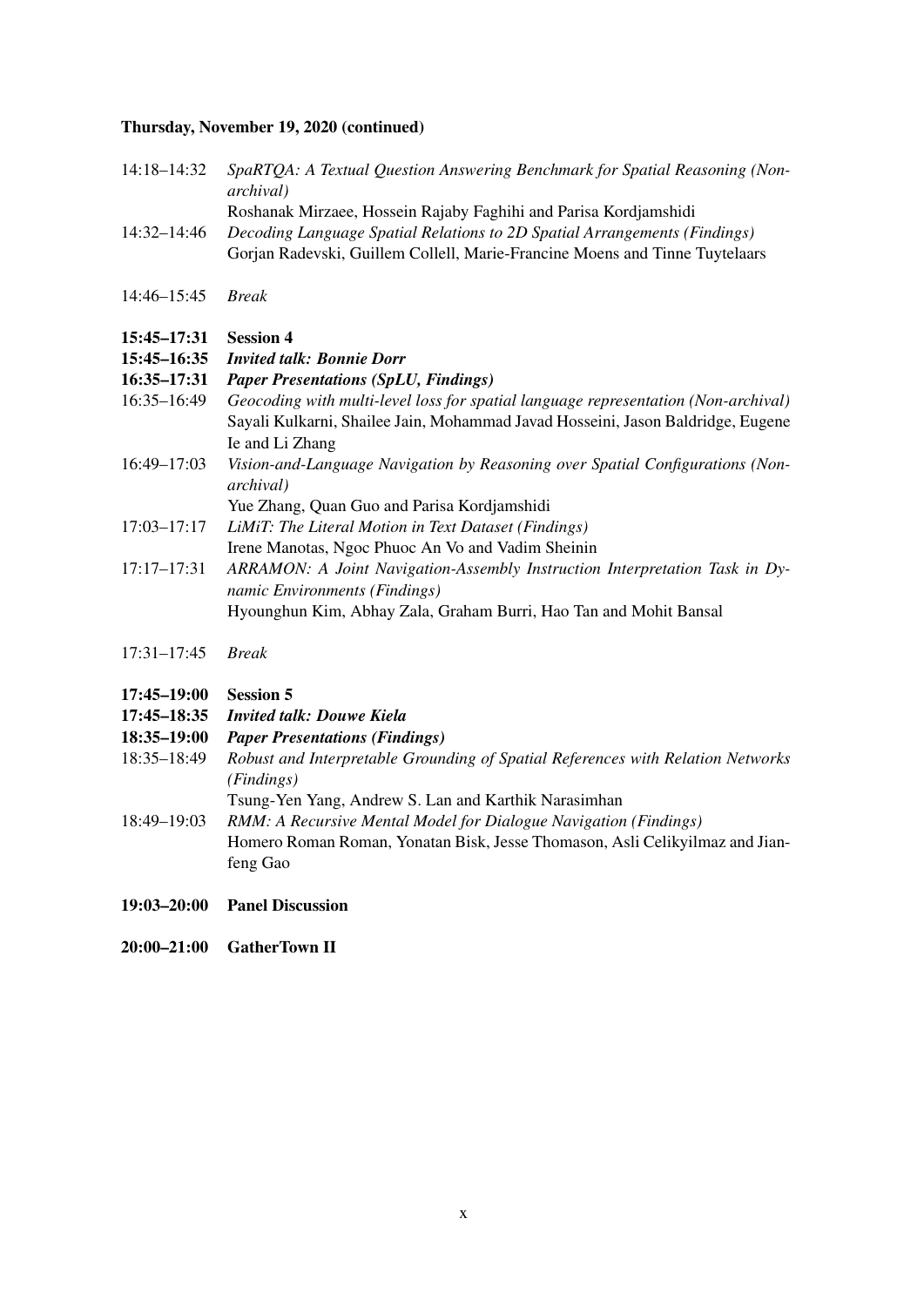**Thursday, November 19, 2020 (continued)**

| | |
|---|---|
| 14:18–14:32 | *SpaRTQA: A Textual Question Answering Benchmark for Spatial Reasoning (Non-archival)*<br>Roshanak Mirzaee, Hossein Rajaby Faghihi and Parisa Kordjamshidi |
| 14:32–14:46 | *Decoding Language Spatial Relations to 2D Spatial Arrangements (Findings)*<br>Gorjan Radevski, Guillem Collell, Marie-Francine Moens and Tinne Tuytelaars |
| 14:46–15:45 | *Break* |
| **15:45–17:31** | **Session 4** |
| **15:45–16:35** | ***Invited talk: Bonnie Dorr*** |
| **16:35–17:31** | ***Paper Presentations (SpLU, Findings)*** |
| 16:35–16:49 | *Geocoding with multi-level loss for spatial language representation (Non-archival)*<br>Sayali Kulkarni, Shailee Jain, Mohammad Javad Hosseini, Jason Baldridge, Eugene Ie and Li Zhang |
| 16:49–17:03 | *Vision-and-Language Navigation by Reasoning over Spatial Configurations (Non-archival)*<br>Yue Zhang, Quan Guo and Parisa Kordjamshidi |
| 17:03–17:17 | *LiMiT: The Literal Motion in Text Dataset (Findings)*<br>Irene Manotas, Ngoc Phuoc An Vo and Vadim Sheinin |
| 17:17–17:31 | *ARRAMON: A Joint Navigation-Assembly Instruction Interpretation Task in Dynamic Environments (Findings)*<br>Hyounghun Kim, Abhay Zala, Graham Burri, Hao Tan and Mohit Bansal |
| 17:31–17:45 | *Break* |
| **17:45–19:00** | **Session 5** |
| **17:45–18:35** | ***Invited talk: Douwe Kiela*** |
| **18:35–19:00** | ***Paper Presentations (Findings)*** |
| 18:35–18:49 | *Robust and Interpretable Grounding of Spatial References with Relation Networks (Findings)*<br>Tsung-Yen Yang, Andrew S. Lan and Karthik Narasimhan |
| 18:49–19:03 | *RMM: A Recursive Mental Model for Dialogue Navigation (Findings)*<br>Homero Roman Roman, Yonatan Bisk, Jesse Thomason, Asli Celikyilmaz and Jianfeng Gao |
| **19:03–20:00** | **Panel Discussion** |
| **20:00–21:00** | **GatherTown II** |